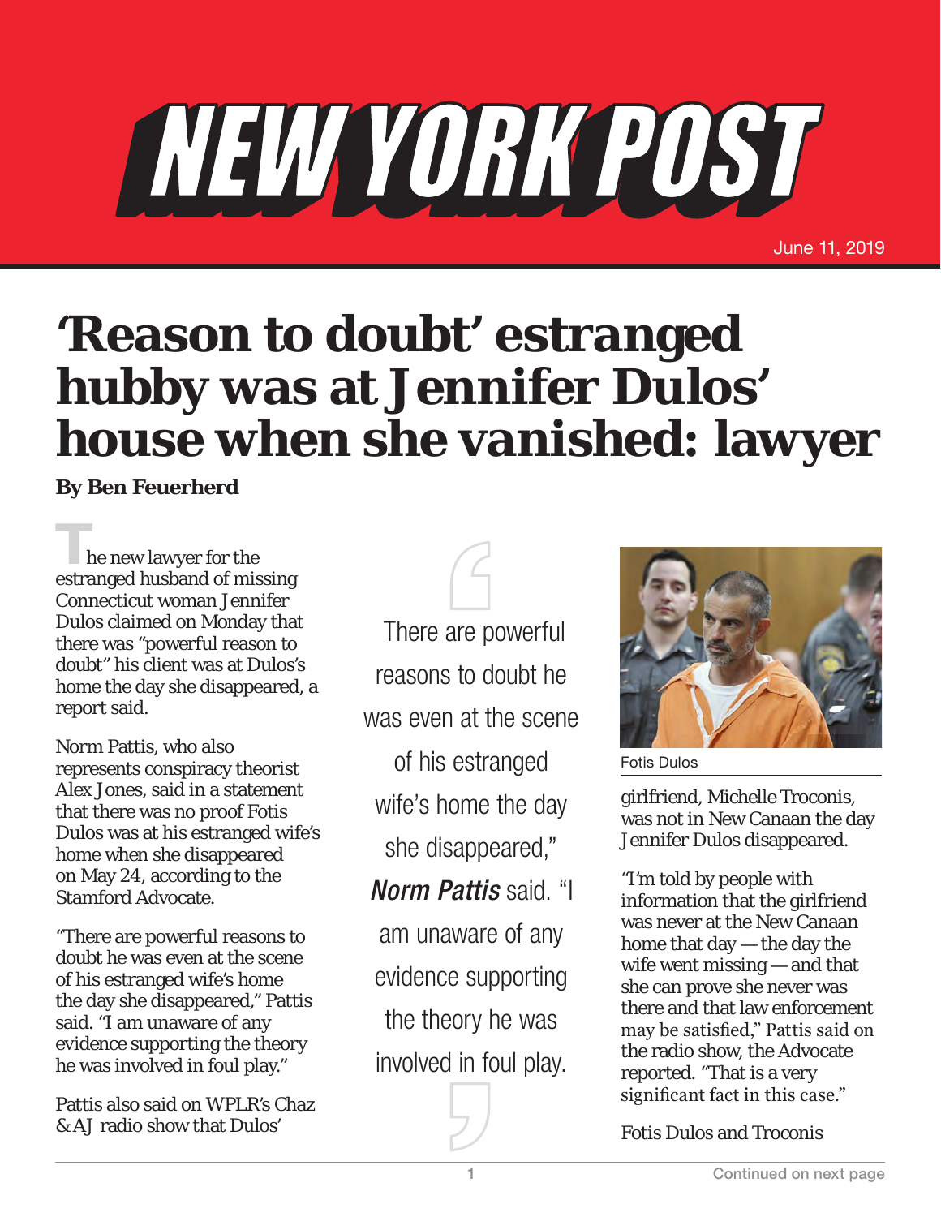NEW YORK POST

June 11, 2019

# 'Reason to doubt' estranged hubby was at Jennifer Dulos' house when she vanished: lawyer

**By Ben Feuerherd**

The new lawyer for the estranged husband of missing Connecticut woman Jennifer Dulos claimed on Monday that there was "powerful reason to doubt" his client was at Dulos's home the day she disappeared, a report said.

Norm Pattis, who also represents conspiracy theorist Alex Jones, said in a statement that there was no proof Fotis Dulos was at his estranged wife's home when she disappeared on May 24, according to the Stamford Advocate.

"There are powerful reasons to doubt he was even at the scene of his estranged wife's home the day she disappeared," Pattis said. "I am unaware of any evidence supporting the theory he was involved in foul play."

> There are powerful reasons to doubt he was even at the scene of his estranged wife's home the day she disappeared," ***Norm Pattis*** said. "I am unaware of any evidence supporting the theory he was involved in foul play.

Pattis also said on WPLR's Chaz & AJ radio show that Dulos' girlfriend, Michelle Troconis, was not in New Canaan the day Jennifer Dulos disappeared.

Fotis Dulos

"I'm told by people with information that the girlfriend was never at the New Canaan home that day — the day the wife went missing — and that she can prove she never was there and that law enforcement may be satisfied," Pattis said on the radio show, the Advocate reported. "That is a very significant fact in this case."

Fotis Dulos and Troconis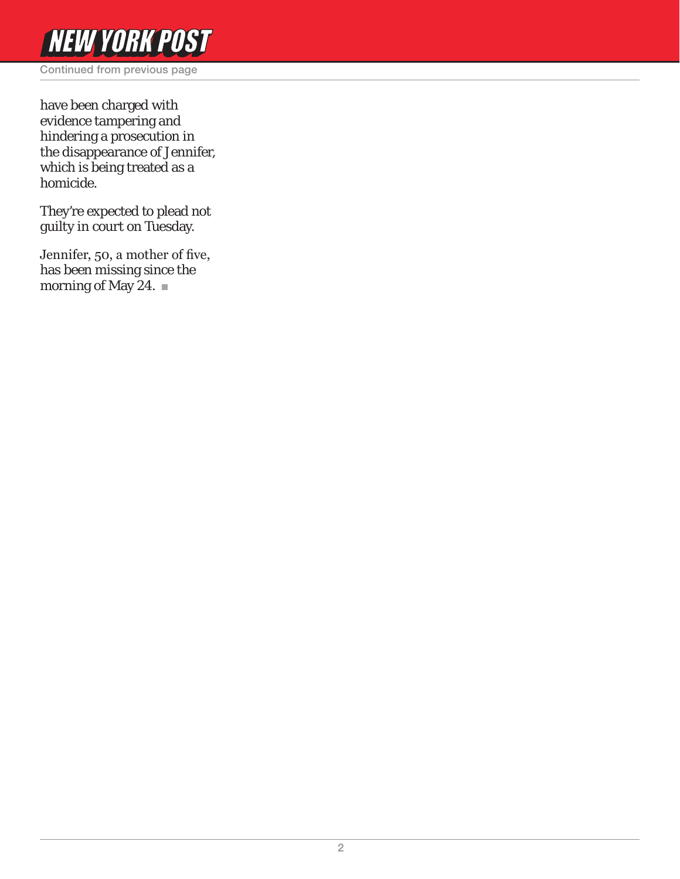Continued from previous page

have been charged with evidence tampering and hindering a prosecution in the disappearance of Jennifer, which is being treated as a homicide.

They're expected to plead not guilty in court on Tuesday.

Jennifer, 50, a mother of five, has been missing since the morning of May 24. ■